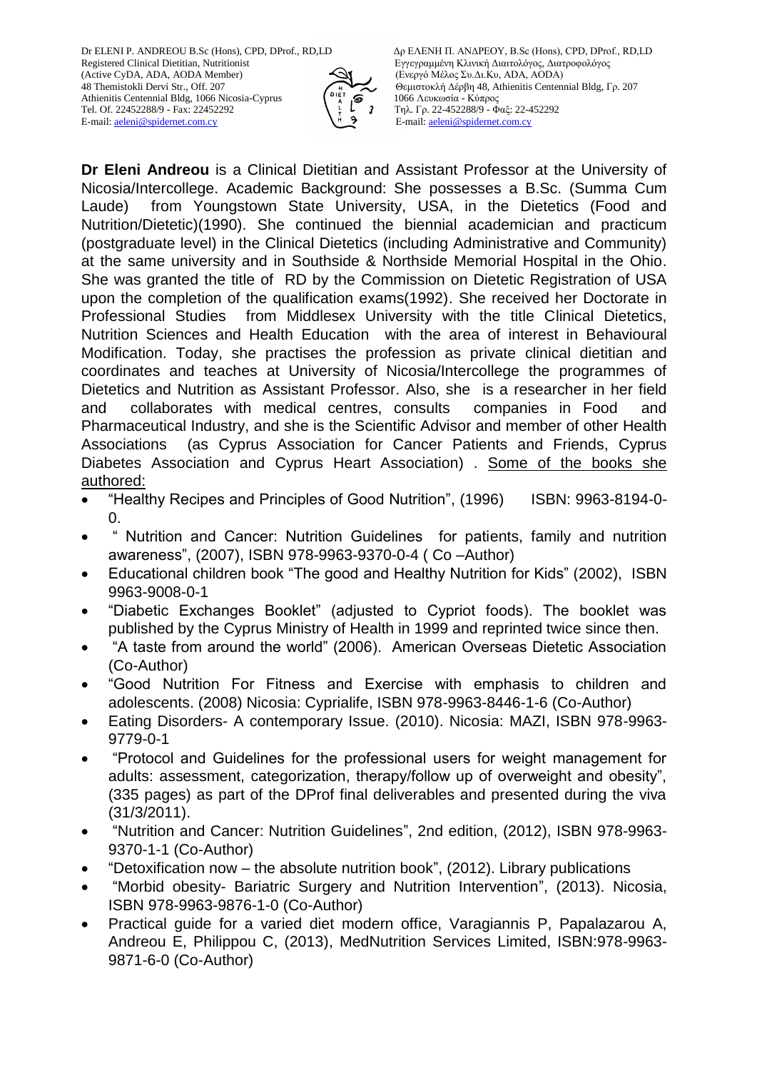Dr ELENI P. ANDREOU B.Sc (Hons), CPD, DProf., RD,LD
Registered Clinical Dietitian, Nutritionist
(Active CyDA, ADA, AODA Member)
48 Themistokli Dervi Str., Off. 207
Athienitis Centennial Bldg, 1066 Nicosia-Cyprus
Tel. Of. 22452288/9 - Fax: 22452292
E-mail: aeleni@spidernet.com.cy

Δρ ΕΛΕΝΗ Π. ΑΝΔΡΕΟΥ, B.Sc (Hons), CPD, DProf., RD,LD
Εγγεγραμμένη Κλινική Διαιτολόγος, Διατροφολόγος
(Ενεργό Μέλος Συ.Δι.Κυ, ADA, AODA)
Θεμιστοκλή Δέρβη 48, Athienitis Centennial Bldg, Γρ. 207
1066 Λευκωσία - Κύπρος
Τηλ. Γρ. 22-452288/9 - Φαξ: 22-452292
E-mail: aeleni@spidernet.com.cy

**Dr Eleni Andreou** is a Clinical Dietitian and Assistant Professor at the University of Nicosia/Intercollege. Academic Background: She possesses a B.Sc. (Summa Cum Laude) from Youngstown State University, USA, in the Dietetics (Food and Nutrition/Dietetic)(1990). She continued the biennial academician and practicum (postgraduate level) in the Clinical Dietetics (including Administrative and Community) at the same university and in Southside & Northside Memorial Hospital in the Ohio. She was granted the title of RD by the Commission on Dietetic Registration of USA upon the completion of the qualification exams(1992). She received her Doctorate in Professional Studies from Middlesex University with the title Clinical Dietetics, Nutrition Sciences and Health Education with the area of interest in Behavioural Modification. Today, she practises the profession as private clinical dietitian and coordinates and teaches at University of Nicosia/Intercollege the programmes of Dietetics and Nutrition as Assistant Professor. Also, she is a researcher in her field and collaborates with medical centres, consults companies in Food and Pharmaceutical Industry, and she is the Scientific Advisor and member of other Health Associations (as Cyprus Association for Cancer Patients and Friends, Cyprus Diabetes Association and Cyprus Heart Association) . Some of the books she authored:

- "Healthy Recipes and Principles of Good Nutrition", (1996) ISBN: 9963-8194-0-0.
- " Nutrition and Cancer: Nutrition Guidelines for patients, family and nutrition awareness", (2007), ISBN 978-9963-9370-0-4 ( Co –Author)
- Educational children book "The good and Healthy Nutrition for Kids" (2002), ISBN 9963-9008-0-1
- "Diabetic Exchanges Booklet" (adjusted to Cypriot foods). The booklet was published by the Cyprus Ministry of Health in 1999 and reprinted twice since then.
- "A taste from around the world" (2006). American Overseas Dietetic Association (Co-Author)
- "Good Nutrition For Fitness and Exercise with emphasis to children and adolescents. (2008) Nicosia: Cyprialife, ISBN 978-9963-8446-1-6 (Co-Author)
- Eating Disorders- A contemporary Issue. (2010). Nicosia: MAZI, ISBN 978-9963-9779-0-1
- "Protocol and Guidelines for the professional users for weight management for adults: assessment, categorization, therapy/follow up of overweight and obesity", (335 pages) as part of the DProf final deliverables and presented during the viva (31/3/2011).
- "Nutrition and Cancer: Nutrition Guidelines", 2nd edition, (2012), ISBN 978-9963-9370-1-1 (Co-Author)
- "Detoxification now – the absolute nutrition book", (2012). Library publications
- "Morbid obesity- Bariatric Surgery and Nutrition Intervention", (2013). Nicosia, ISBN 978-9963-9876-1-0 (Co-Author)
- Practical guide for a varied diet modern office, Varagiannis P, Papalazarou A, Andreou E, Philippou C, (2013), MedNutrition Services Limited, ISBN:978-9963-9871-6-0 (Co-Author)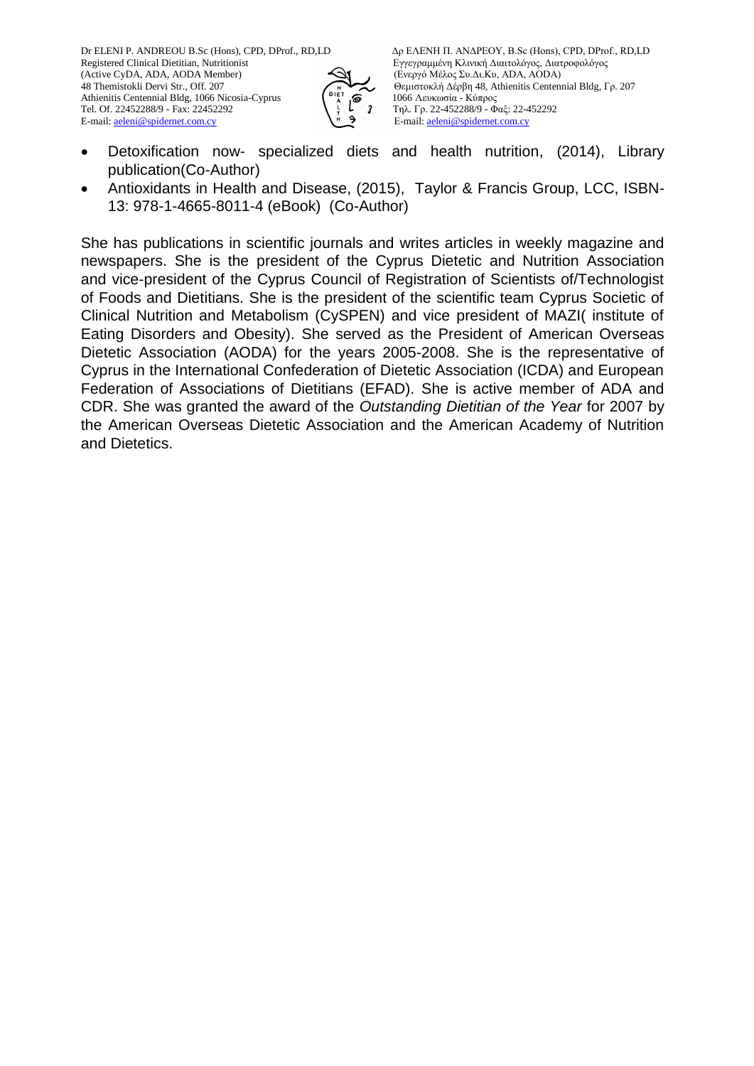- Detoxification now- specialized diets and health nutrition, (2014), Library publication(Co-Author)
- Antioxidants in Health and Disease, (2015), Taylor & Francis Group, LCC, ISBN-13: 978-1-4665-8011-4 (eBook) (Co-Author)

She has publications in scientific journals and writes articles in weekly magazine and newspapers. She is the president of the Cyprus Dietetic and Nutrition Association and vice-president of the Cyprus Council of Registration of Scientists of/Technologist of Foods and Dietitians. She is the president of the scientific team Cyprus Societic of Clinical Nutrition and Metabolism (CySPEN) and vice president of MAZI( institute of Eating Disorders and Obesity). She served as the President of American Overseas Dietetic Association (AODA) for the years 2005-2008. She is the representative of Cyprus in the International Confederation of Dietetic Association (ICDA) and European Federation of Associations of Dietitians (EFAD). She is active member of ADA and CDR. She was granted the award of the *Outstanding Dietitian of the Year* for 2007 by the American Overseas Dietetic Association and the American Academy of Nutrition and Dietetics.